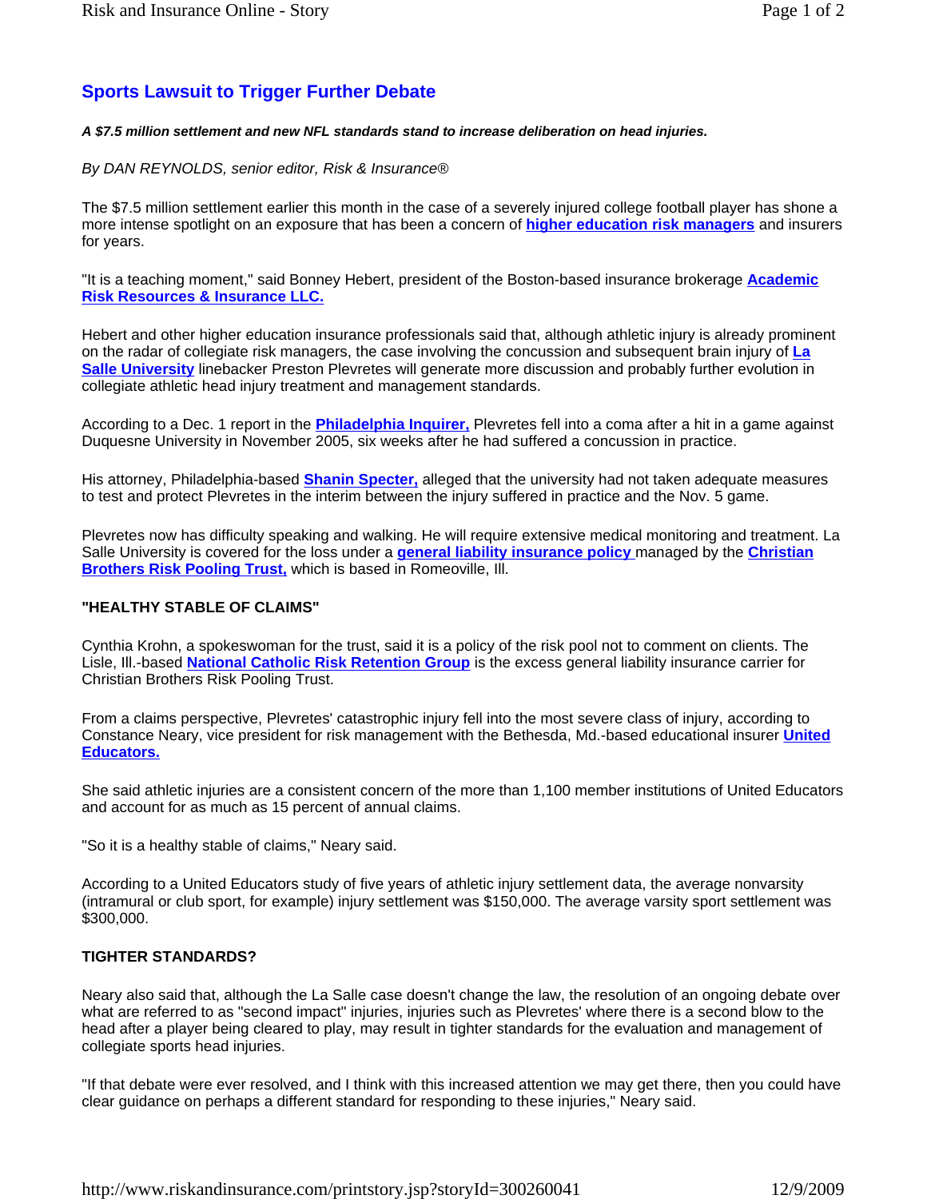# Sports Lawsuit to Trigger Further Debate

***A $7.5 million settlement and new NFL standards stand to increase deliberation on head injuries.***

*By DAN REYNOLDS, senior editor, Risk & Insurance®*

The $7.5 million settlement earlier this month in the case of a severely injured college football player has shone a more intense spotlight on an exposure that has been a concern of **higher education risk managers** and insurers for years.

"It is a teaching moment," said Bonney Hebert, president of the Boston-based insurance brokerage **Academic Risk Resources & Insurance LLC.**

Hebert and other higher education insurance professionals said that, although athletic injury is already prominent on the radar of collegiate risk managers, the case involving the concussion and subsequent brain injury of **La Salle University** linebacker Preston Plevretes will generate more discussion and probably further evolution in collegiate athletic head injury treatment and management standards.

According to a Dec. 1 report in the **Philadelphia Inquirer,** Plevretes fell into a coma after a hit in a game against Duquesne University in November 2005, six weeks after he had suffered a concussion in practice.

His attorney, Philadelphia-based **Shanin Specter,** alleged that the university had not taken adequate measures to test and protect Plevretes in the interim between the injury suffered in practice and the Nov. 5 game.

Plevretes now has difficulty speaking and walking. He will require extensive medical monitoring and treatment. La Salle University is covered for the loss under a **general liability insurance policy** managed by the **Christian Brothers Risk Pooling Trust,** which is based in Romeoville, Ill.

## "HEALTHY STABLE OF CLAIMS"

Cynthia Krohn, a spokeswoman for the trust, said it is a policy of the risk pool not to comment on clients. The Lisle, Ill.-based **National Catholic Risk Retention Group** is the excess general liability insurance carrier for Christian Brothers Risk Pooling Trust.

From a claims perspective, Plevretes' catastrophic injury fell into the most severe class of injury, according to Constance Neary, vice president for risk management with the Bethesda, Md.-based educational insurer **United Educators.**

She said athletic injuries are a consistent concern of the more than 1,100 member institutions of United Educators and account for as much as 15 percent of annual claims.

"So it is a healthy stable of claims," Neary said.

According to a United Educators study of five years of athletic injury settlement data, the average nonvarsity (intramural or club sport, for example) injury settlement was $150,000. The average varsity sport settlement was $300,000.

## TIGHTER STANDARDS?

Neary also said that, although the La Salle case doesn't change the law, the resolution of an ongoing debate over what are referred to as "second impact" injuries, injuries such as Plevretes' where there is a second blow to the head after a player being cleared to play, may result in tighter standards for the evaluation and management of collegiate sports head injuries.

"If that debate were ever resolved, and I think with this increased attention we may get there, then you could have clear guidance on perhaps a different standard for responding to these injuries," Neary said.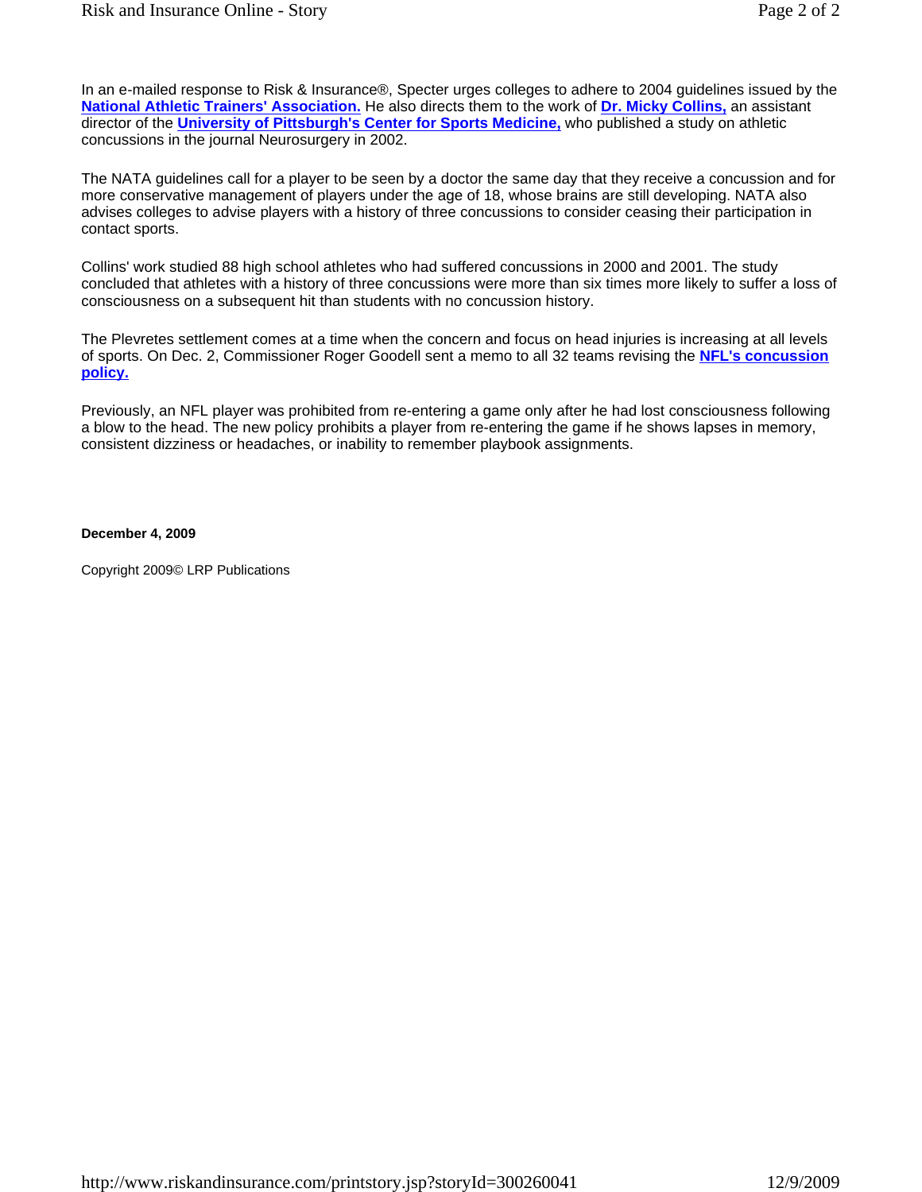In an e-mailed response to Risk & Insurance®, Specter urges colleges to adhere to 2004 guidelines issued by the **National Athletic Trainers' Association.** He also directs them to the work of **Dr. Micky Collins,** an assistant director of the **University of Pittsburgh's Center for Sports Medicine,** who published a study on athletic concussions in the journal Neurosurgery in 2002.

The NATA guidelines call for a player to be seen by a doctor the same day that they receive a concussion and for more conservative management of players under the age of 18, whose brains are still developing. NATA also advises colleges to advise players with a history of three concussions to consider ceasing their participation in contact sports.

Collins' work studied 88 high school athletes who had suffered concussions in 2000 and 2001. The study concluded that athletes with a history of three concussions were more than six times more likely to suffer a loss of consciousness on a subsequent hit than students with no concussion history.

The Plevretes settlement comes at a time when the concern and focus on head injuries is increasing at all levels of sports. On Dec. 2, Commissioner Roger Goodell sent a memo to all 32 teams revising the **NFL's concussion policy.**

Previously, an NFL player was prohibited from re-entering a game only after he had lost consciousness following a blow to the head. The new policy prohibits a player from re-entering the game if he shows lapses in memory, consistent dizziness or headaches, or inability to remember playbook assignments.

**December 4, 2009**

Copyright 2009© LRP Publications